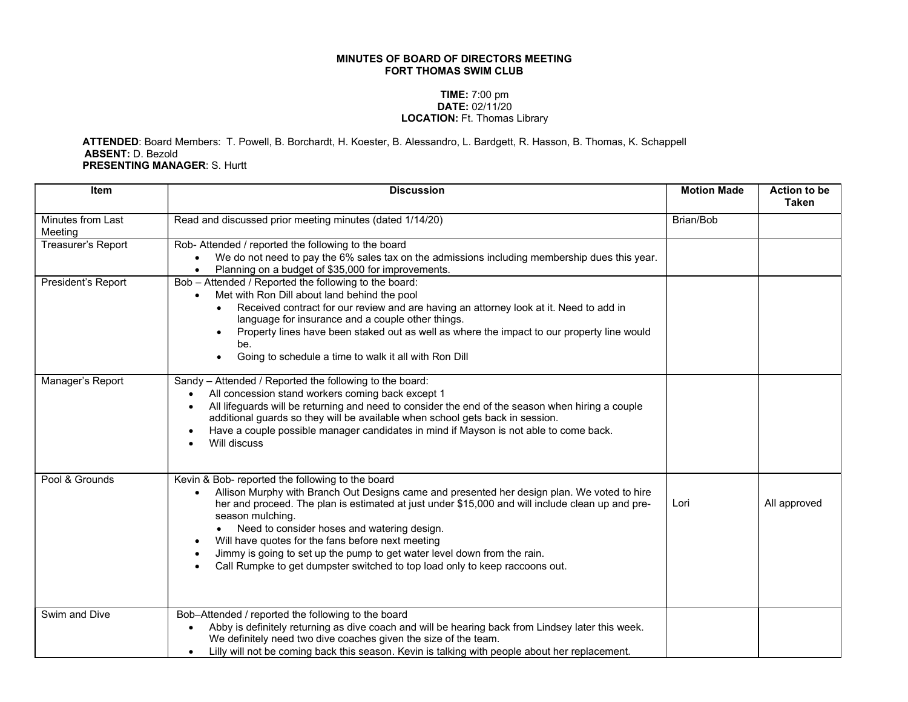**MINUTES OF BOARD OF DIRECTORS MEETING**
**FORT THOMAS SWIM CLUB**

**TIME:** 7:00 pm
**DATE:** 02/11/20
**LOCATION:** Ft. Thomas Library

**ATTENDED**: Board Members: T. Powell, B. Borchardt, H. Koester, B. Alessandro, L. Bardgett, R. Hasson, B. Thomas, K. Schappell
**ABSENT:** D. Bezold
**PRESENTING MANAGER**: S. Hurtt

| Item | Discussion | Motion Made | Action to be Taken |
|---|---|---|---|
| Minutes from Last Meeting | Read and discussed prior meeting minutes (dated 1/14/20) | Brian/Bob | |
| Treasurer's Report | Rob- Attended / reported the following to the board<br>• We do not need to pay the 6% sales tax on the admissions including membership dues this year.<br>• Planning on a budget of $35,000 for improvements. | | |
| President's Report | Bob – Attended / Reported the following to the board:<br>• Met with Ron Dill about land behind the pool<br>&nbsp;&nbsp;&nbsp;&nbsp;• Received contract for our review and are having an attorney look at it. Need to add in language for insurance and a couple other things.<br>&nbsp;&nbsp;&nbsp;&nbsp;• Property lines have been staked out as well as where the impact to our property line would be.<br>&nbsp;&nbsp;&nbsp;&nbsp;• Going to schedule a time to walk it all with Ron Dill | | |
| Manager's Report | Sandy – Attended / Reported the following to the board:<br>• All concession stand workers coming back except 1<br>• All lifeguards will be returning and need to consider the end of the season when hiring a couple additional guards so they will be available when school gets back in session.<br>• Have a couple possible manager candidates in mind if Mayson is not able to come back.<br>• Will discuss | | |
| Pool & Grounds | Kevin & Bob- reported the following to the board<br>• Allison Murphy with Branch Out Designs came and presented her design plan. We voted to hire her and proceed. The plan is estimated at just under $15,000 and will include clean up and pre-season mulching.<br>&nbsp;&nbsp;&nbsp;&nbsp;• Need to consider hoses and watering design.<br>• Will have quotes for the fans before next meeting<br>• Jimmy is going to set up the pump to get water level down from the rain.<br>• Call Rumpke to get dumpster switched to top load only to keep raccoons out. | Lori | All approved |
| Swim and Dive | Bob–Attended / reported the following to the board<br>• Abby is definitely returning as dive coach and will be hearing back from Lindsey later this week. We definitely need two dive coaches given the size of the team.<br>• Lilly will not be coming back this season. Kevin is talking with people about her replacement. | | |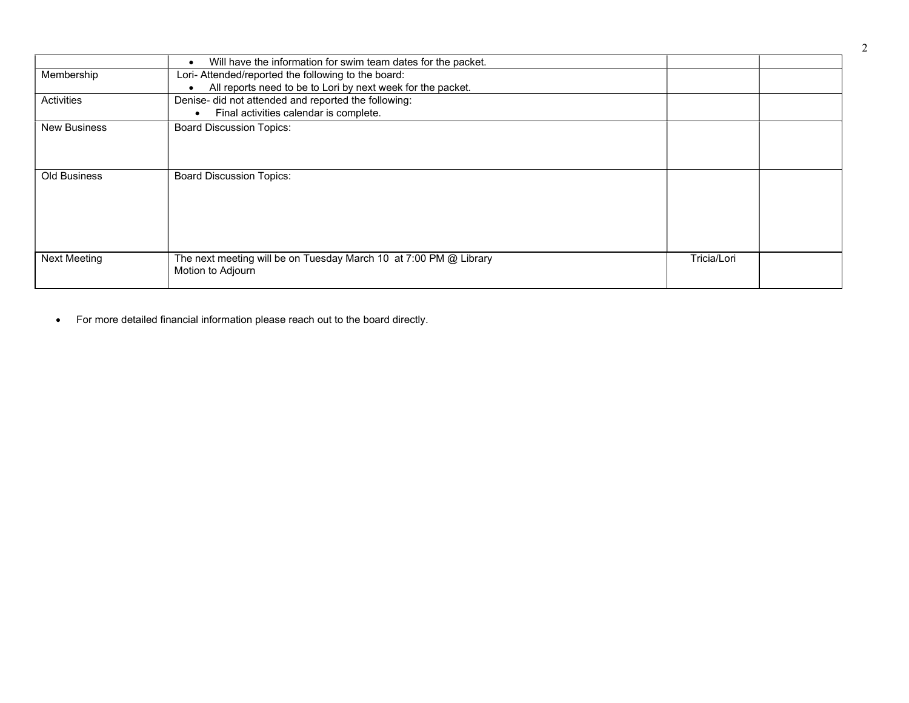| | | | |
|---|---|---|---|
| | • Will have the information for swim team dates for the packet. | | |
| Membership | Lori- Attended/reported the following to the board:<br>• All reports need to be to Lori by next week for the packet. | | |
| Activities | Denise- did not attended and reported the following:<br>• Final activities calendar is complete. | | |
| New Business | Board Discussion Topics: | | |
| Old Business | Board Discussion Topics: | | |
| Next Meeting | The next meeting will be on Tuesday March 10 at 7:00 PM @ Library<br>Motion to Adjourn | Tricia/Lori | |

- For more detailed financial information please reach out to the board directly.